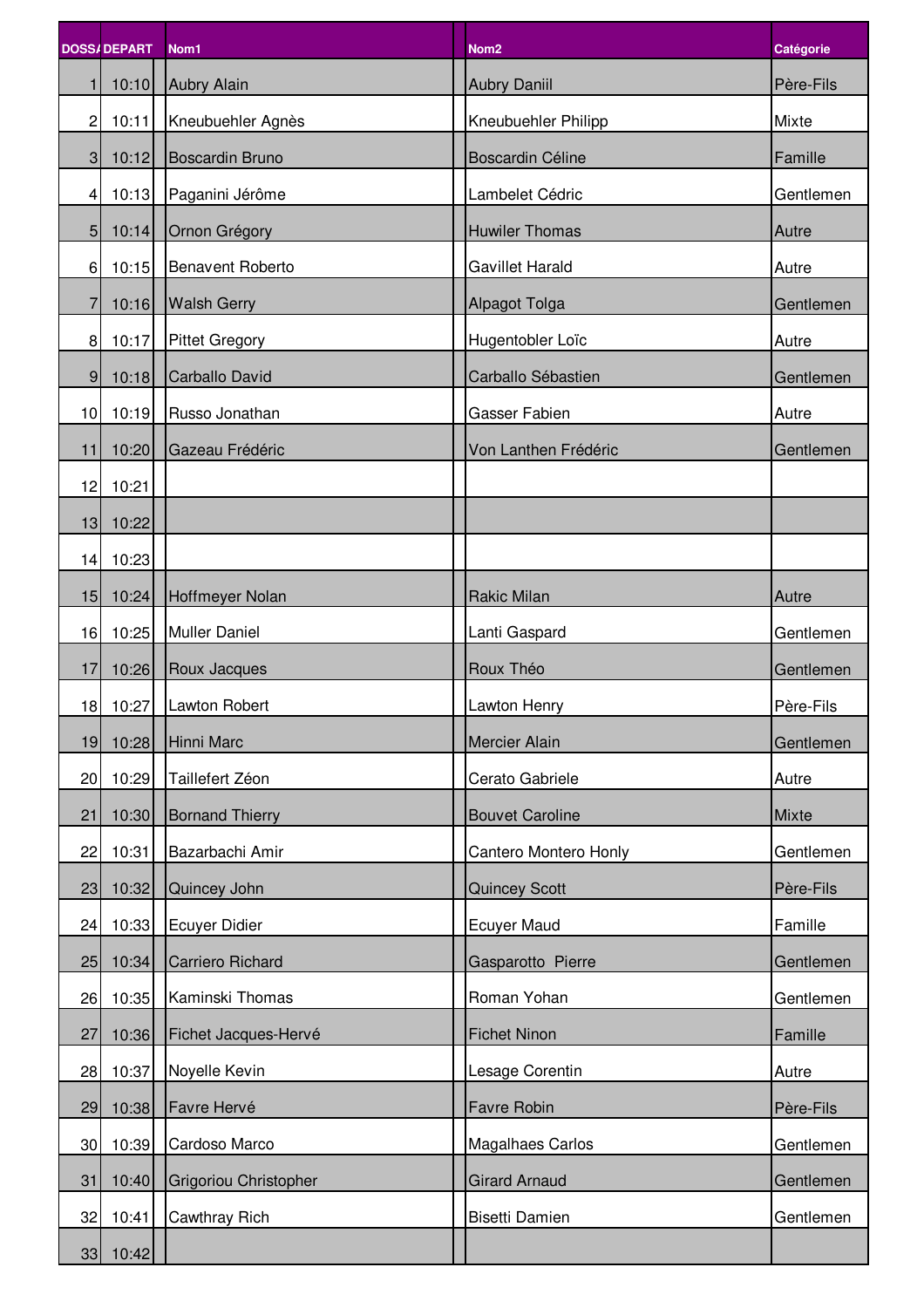| DOSS/ | DEPART | Nom1 | | Nom2 | Catégorie |
|---|---|---|---|---|---|
| 1 | 10:10 | Aubry Alain | | Aubry Daniil | Père-Fils |
| 2 | 10:11 | Kneubuehler Agnès | | Kneubuehler Philipp | Mixte |
| 3 | 10:12 | Boscardin Bruno | | Boscardin Céline | Famille |
| 4 | 10:13 | Paganini Jérôme | | Lambelet Cédric | Gentlemen |
| 5 | 10:14 | Ornon Grégory | | Huwiler Thomas | Autre |
| 6 | 10:15 | Benavent Roberto | | Gavillet Harald | Autre |
| 7 | 10:16 | Walsh Gerry | | Alpagot Tolga | Gentlemen |
| 8 | 10:17 | Pittet Gregory | | Hugentobler Loïc | Autre |
| 9 | 10:18 | Carballo David | | Carballo Sébastien | Gentlemen |
| 10 | 10:19 | Russo Jonathan | | Gasser Fabien | Autre |
| 11 | 10:20 | Gazeau Frédéric | | Von Lanthen Frédéric | Gentlemen |
| 12 | 10:21 | | | | |
| 13 | 10:22 | | | | |
| 14 | 10:23 | | | | |
| 15 | 10:24 | Hoffmeyer Nolan | | Rakic Milan | Autre |
| 16 | 10:25 | Muller Daniel | | Lanti Gaspard | Gentlemen |
| 17 | 10:26 | Roux Jacques | | Roux Théo | Gentlemen |
| 18 | 10:27 | Lawton Robert | | Lawton Henry | Père-Fils |
| 19 | 10:28 | Hinni Marc | | Mercier Alain | Gentlemen |
| 20 | 10:29 | Taillefert Zéon | | Cerato Gabriele | Autre |
| 21 | 10:30 | Bornand Thierry | | Bouvet Caroline | Mixte |
| 22 | 10:31 | Bazarbachi Amir | | Cantero Montero Honly | Gentlemen |
| 23 | 10:32 | Quincey John | | Quincey Scott | Père-Fils |
| 24 | 10:33 | Ecuyer Didier | | Ecuyer Maud | Famille |
| 25 | 10:34 | Carriero Richard | | Gasparotto  Pierre | Gentlemen |
| 26 | 10:35 | Kaminski Thomas | | Roman Yohan | Gentlemen |
| 27 | 10:36 | Fichet Jacques-Hervé | | Fichet Ninon | Famille |
| 28 | 10:37 | Noyelle Kevin | | Lesage Corentin | Autre |
| 29 | 10:38 | Favre Hervé | | Favre Robin | Père-Fils |
| 30 | 10:39 | Cardoso Marco | | Magalhaes Carlos | Gentlemen |
| 31 | 10:40 | Grigoriou Christopher | | Girard Arnaud | Gentlemen |
| 32 | 10:41 | Cawthray Rich | | Bisetti Damien | Gentlemen |
| 33 | 10:42 | | | | |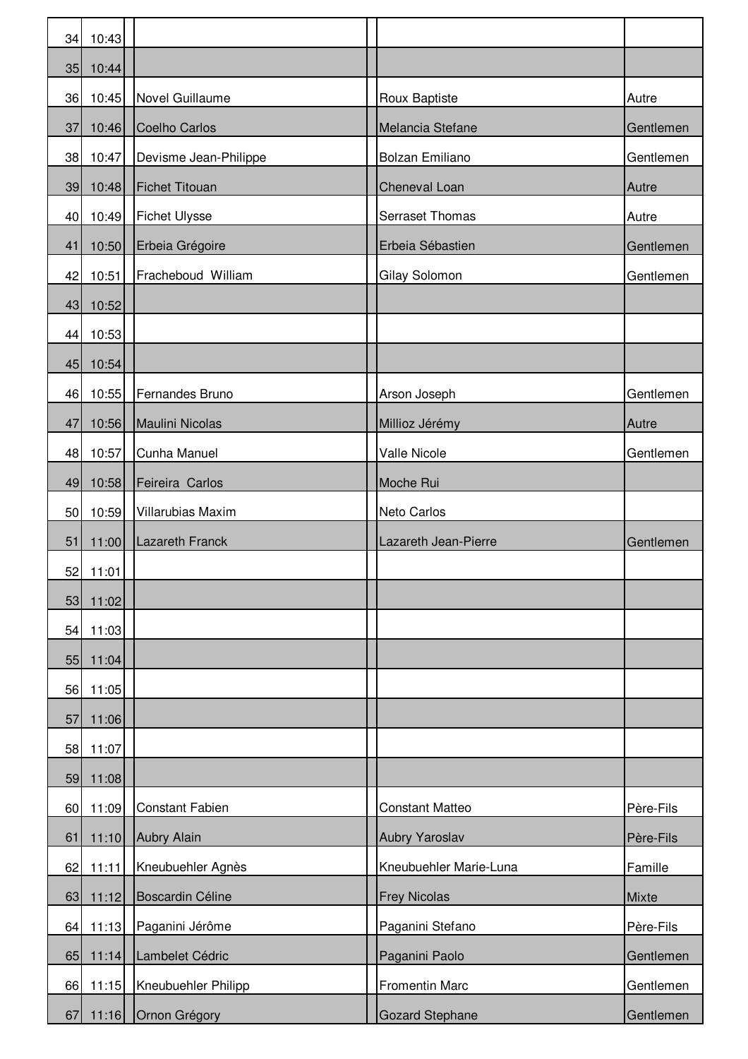| | | | | | | |
|---|---|---|---|---|---|---|
| 34 | 10:43 | | | | | |
| 35 | 10:44 | | | | | |
| 36 | 10:45 | | Novel Guillaume | | Roux Baptiste | Autre |
| 37 | 10:46 | | Coelho Carlos | | Melancia Stefane | Gentlemen |
| 38 | 10:47 | | Devisme Jean-Philippe | | Bolzan Emiliano | Gentlemen |
| 39 | 10:48 | | Fichet Titouan | | Cheneval Loan | Autre |
| 40 | 10:49 | | Fichet Ulysse | | Serraset Thomas | Autre |
| 41 | 10:50 | | Erbeia Grégoire | | Erbeia Sébastien | Gentlemen |
| 42 | 10:51 | | Fracheboud William | | Gilay Solomon | Gentlemen |
| 43 | 10:52 | | | | | |
| 44 | 10:53 | | | | | |
| 45 | 10:54 | | | | | |
| 46 | 10:55 | | Fernandes Bruno | | Arson Joseph | Gentlemen |
| 47 | 10:56 | | Maulini Nicolas | | Millioz Jérémy | Autre |
| 48 | 10:57 | | Cunha Manuel | | Valle Nicole | Gentlemen |
| 49 | 10:58 | | Feireira Carlos | | Moche Rui | |
| 50 | 10:59 | | Villarubias Maxim | | Neto Carlos | |
| 51 | 11:00 | | Lazareth Franck | | Lazareth Jean-Pierre | Gentlemen |
| 52 | 11:01 | | | | | |
| 53 | 11:02 | | | | | |
| 54 | 11:03 | | | | | |
| 55 | 11:04 | | | | | |
| 56 | 11:05 | | | | | |
| 57 | 11:06 | | | | | |
| 58 | 11:07 | | | | | |
| 59 | 11:08 | | | | | |
| 60 | 11:09 | | Constant Fabien | | Constant Matteo | Père-Fils |
| 61 | 11:10 | | Aubry Alain | | Aubry Yaroslav | Père-Fils |
| 62 | 11:11 | | Kneubuehler Agnès | | Kneubuehler Marie-Luna | Famille |
| 63 | 11:12 | | Boscardin Céline | | Frey Nicolas | Mixte |
| 64 | 11:13 | | Paganini Jérôme | | Paganini Stefano | Père-Fils |
| 65 | 11:14 | | Lambelet Cédric | | Paganini Paolo | Gentlemen |
| 66 | 11:15 | | Kneubuehler Philipp | | Fromentin Marc | Gentlemen |
| 67 | 11:16 | | Ornon Grégory | | Gozard Stephane | Gentlemen |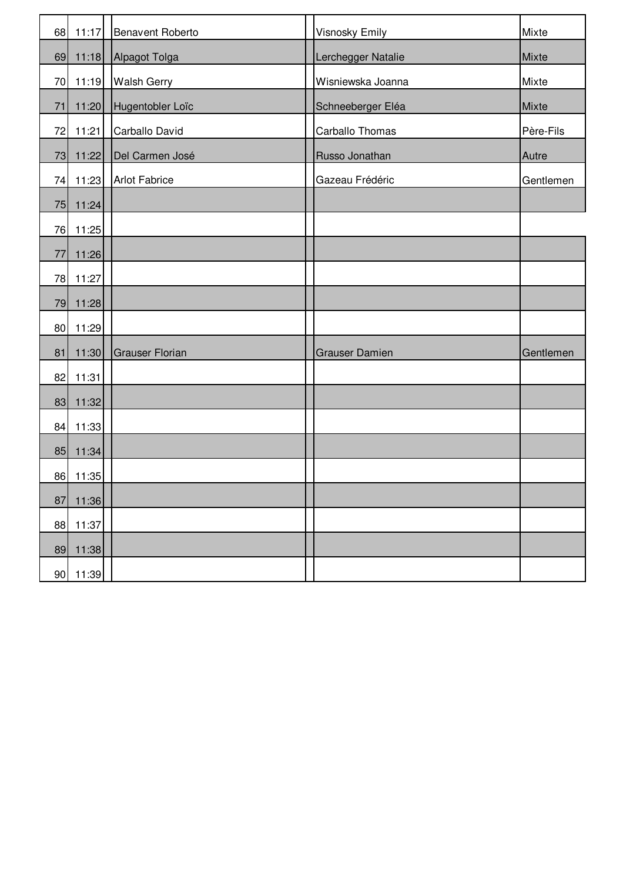| | | | | | | |
|---|---|---|---|---|---|---|
| 68 | 11:17 | | Benavent Roberto | | Visnosky Emily | Mixte |
| 69 | 11:18 | | Alpagot Tolga | | Lerchegger Natalie | Mixte |
| 70 | 11:19 | | Walsh Gerry | | Wisniewska Joanna | Mixte |
| 71 | 11:20 | | Hugentobler Loïc | | Schneeberger Eléa | Mixte |
| 72 | 11:21 | | Carballo David | | Carballo Thomas | Père-Fils |
| 73 | 11:22 | | Del Carmen José | | Russo Jonathan | Autre |
| 74 | 11:23 | | Arlot Fabrice | | Gazeau Frédéric | Gentlemen |
| 75 | 11:24 | | | | | |
| 76 | 11:25 | | | | | |
| 77 | 11:26 | | | | | |
| 78 | 11:27 | | | | | |
| 79 | 11:28 | | | | | |
| 80 | 11:29 | | | | | |
| 81 | 11:30 | | Grauser Florian | | Grauser Damien | Gentlemen |
| 82 | 11:31 | | | | | |
| 83 | 11:32 | | | | | |
| 84 | 11:33 | | | | | |
| 85 | 11:34 | | | | | |
| 86 | 11:35 | | | | | |
| 87 | 11:36 | | | | | |
| 88 | 11:37 | | | | | |
| 89 | 11:38 | | | | | |
| 90 | 11:39 | | | | | |